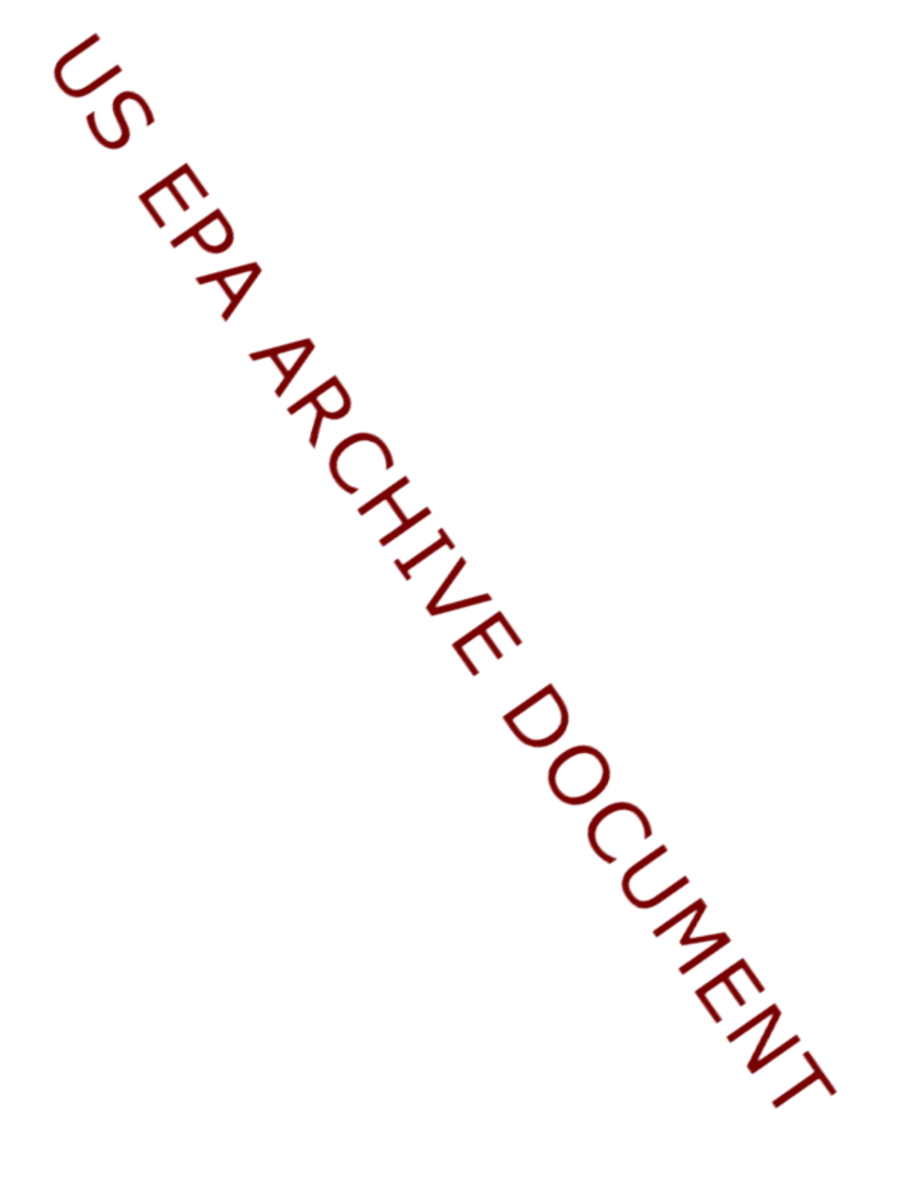US EPA ARCHIVE DOCUMENT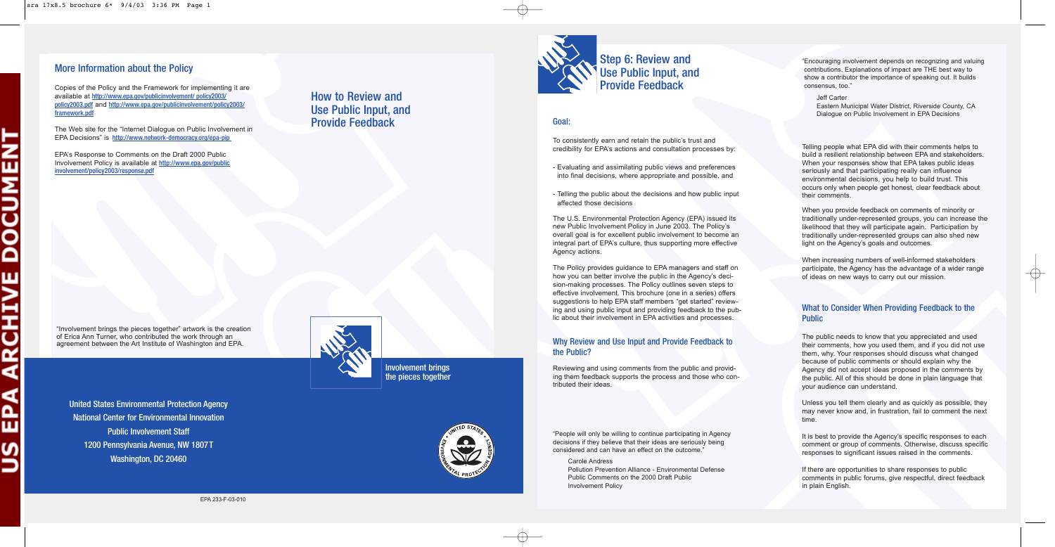## More Information about the Policy

Copies of the Policy and the Framework for implementing it are available at http://www.epa.gov/publicinvolvement/ policy2003/ policy2003.pdf and http://www.epa.gov/publicinvolvement/policy2003/ framework.pdf

The Web site for the "Internet Dialogue on Public Involvement in EPA Decisions" is http://www.network-democracy.org/epa-pip

EPA's Response to Comments on the Draft 2000 Public Involvement Policy is available at http://www.epa.gov/public involvement/policy2003/response.pdf

"Involvement brings the pieces together" artwork is the creation of Erica Ann Turner, who contributed the work through an agreement between the Art Institute of Washington and EPA.

United States Environmental Protection Agency
National Center for Environmental Innovation
Public Involvement Staff
1200 Pennsylvania Avenue, NW 1807T
Washington, DC 20460

EPA 233-F-03-010

# How to Review and Use Public Input, and Provide Feedback

Involvement brings the pieces together

# Step 6: Review and Use Public Input, and Provide Feedback

## Goal:

To consistently earn and retain the public's trust and credibility for EPA's actions and consultation processes by:

- Evaluating and assimilating public views and preferences into final decisions, where appropriate and possible, and
- Telling the public about the decisions and how public input affected those decisions

The U.S. Environmental Protection Agency (EPA) issued its new Public Involvement Policy in June 2003. The Policy's overall goal is for excellent public involvement to become an integral part of EPA's culture, thus supporting more effective Agency actions.

The Policy provides guidance to EPA managers and staff on how you can better involve the public in the Agency's decision-making processes. The Policy outlines seven steps to effective involvement. This brochure (one in a series) offers suggestions to help EPA staff members "get started" reviewing and using public input and providing feedback to the public about their involvement in EPA activities and processes.

## Why Review and Use Input and Provide Feedback to the Public?

Reviewing and using comments from the public and providing them feedback supports the process and those who contributed their ideas.

"People will only be willing to continue participating in Agency decisions if they believe that their ideas are seriously being considered and can have an effect on the outcome."

Carole Andress
Pollution Prevention Alliance - Environmental Defense
Public Comments on the 2000 Draft Public Involvement Policy

"Encouraging involvement depends on recognizing and valuing contributions. Explanations of impact are THE best way to show a contributor the importance of speaking out. It builds consensus, too."

Jeff Carter
Eastern Municipal Water District, Riverside County, CA
Dialogue on Public Involvement in EPA Decisions

Telling people what EPA did with their comments helps to build a resilient relationship between EPA and stakeholders. When your responses show that EPA takes public ideas seriously and that participating really can influence environmental decisions, you help to build trust. This occurs only when people get honest, clear feedback about their comments.

When you provide feedback on comments of minority or traditionally under-represented groups, you can increase the likelihood that they will participate again. Participation by traditionally under-represented groups can also shed new light on the Agency's goals and outcomes.

When increasing numbers of well-informed stakeholders participate, the Agency has the advantage of a wider range of ideas on new ways to carry out our mission.

## What to Consider When Providing Feedback to the Public

The public needs to know that you appreciated and used their comments, how you used them, and if you did not use them, why. Your responses should discuss what changed because of public comments or should explain why the Agency did not accept ideas proposed in the comments by the public. All of this should be done in plain language that your audience can understand.

Unless you tell them clearly and as quickly as possible, they may never know and, in frustration, fail to comment the next time.

It is best to provide the Agency's specific responses to each comment or group of comments. Otherwise, discuss specific responses to significant issues raised in the comments.

If there are opportunities to share responses to public comments in public forums, give respectful, direct feedback in plain English.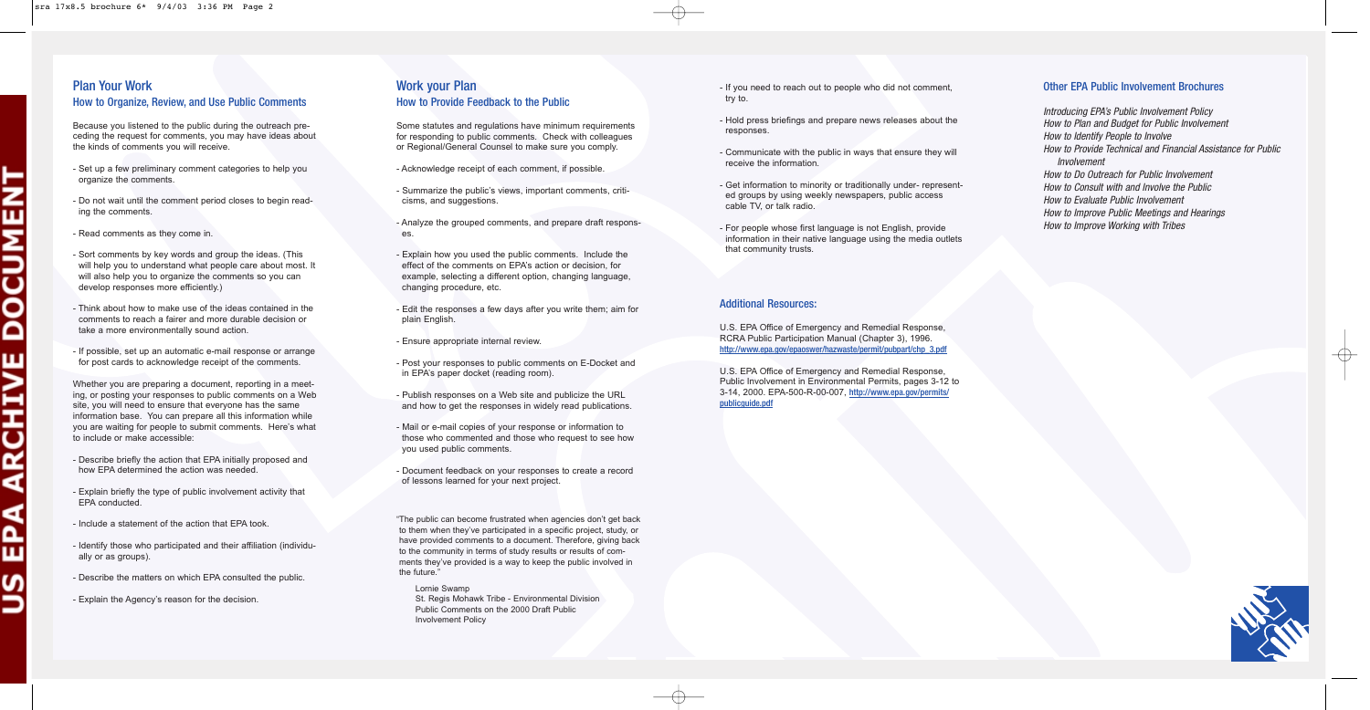## Plan Your Work

### How to Organize, Review, and Use Public Comments

Because you listened to the public during the outreach preceding the request for comments, you may have ideas about the kinds of comments you will receive.

- Set up a few preliminary comment categories to help you organize the comments.
- Do not wait until the comment period closes to begin reading the comments.
- Read comments as they come in.
- Sort comments by key words and group the ideas. (This will help you to understand what people care about most. It will also help you to organize the comments so you can develop responses more efficiently.)
- Think about how to make use of the ideas contained in the comments to reach a fairer and more durable decision or take a more environmentally sound action.
- If possible, set up an automatic e-mail response or arrange for post cards to acknowledge receipt of the comments.

Whether you are preparing a document, reporting in a meeting, or posting your responses to public comments on a Web site, you will need to ensure that everyone has the same information base. You can prepare all this information while you are waiting for people to submit comments. Here's what to include or make accessible:

- Describe briefly the action that EPA initially proposed and how EPA determined the action was needed.
- Explain briefly the type of public involvement activity that EPA conducted.
- Include a statement of the action that EPA took.
- Identify those who participated and their affiliation (individually or as groups).
- Describe the matters on which EPA consulted the public.
- Explain the Agency's reason for the decision.

## Work your Plan

### How to Provide Feedback to the Public

Some statutes and regulations have minimum requirements for responding to public comments. Check with colleagues or Regional/General Counsel to make sure you comply.

- Acknowledge receipt of each comment, if possible.
- Summarize the public's views, important comments, criticisms, and suggestions.
- Analyze the grouped comments, and prepare draft responses.
- Explain how you used the public comments. Include the effect of the comments on EPA's action or decision, for example, selecting a different option, changing language, changing procedure, etc.
- Edit the responses a few days after you write them; aim for plain English.
- Ensure appropriate internal review.
- Post your responses to public comments on E-Docket and in EPA's paper docket (reading room).
- Publish responses on a Web site and publicize the URL and how to get the responses in widely read publications.
- Mail or e-mail copies of your response or information to those who commented and those who request to see how you used public comments.
- Document feedback on your responses to create a record of lessons learned for your next project.

"The public can become frustrated when agencies don't get back to them when they've participated in a specific project, study, or have provided comments to a document. Therefore, giving back to the community in terms of study results or results of comments they've provided is a way to keep the public involved in the future."

Lornie Swamp
St. Regis Mohawk Tribe - Environmental Division
Public Comments on the 2000 Draft Public Involvement Policy

- If you need to reach out to people who did not comment, try to.
- Hold press briefings and prepare news releases about the responses.
- Communicate with the public in ways that ensure they will receive the information.
- Get information to minority or traditionally under- represented groups by using weekly newspapers, public access cable TV, or talk radio.
- For people whose first language is not English, provide information in their native language using the media outlets that community trusts.

### Additional Resources:

U.S. EPA Office of Emergency and Remedial Response, RCRA Public Participation Manual (Chapter 3), 1996. http://www.epa.gov/epaoswer/hazwaste/permit/pubpart/chp_3.pdf

U.S. EPA Office of Emergency and Remedial Response, Public Involvement in Environmental Permits, pages 3-12 to 3-14, 2000. EPA-500-R-00-007, http://www.epa.gov/permits/publicguide.pdf

### Other EPA Public Involvement Brochures

*Introducing EPA's Public Involvement Policy*
*How to Plan and Budget for Public Involvement*
*How to Identify People to Involve*
*How to Provide Technical and Financial Assistance for Public Involvement*
*How to Do Outreach for Public Involvement*
*How to Consult with and Involve the Public*
*How to Evaluate Public Involvement*
*How to Improve Public Meetings and Hearings*
*How to Improve Working with Tribes*